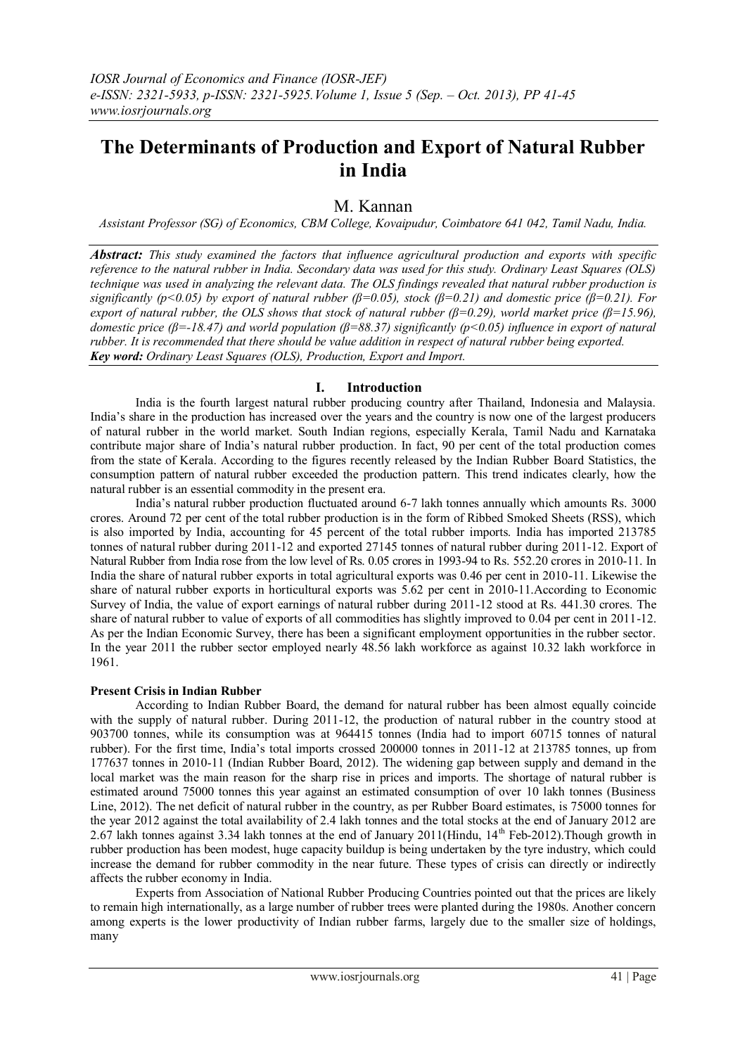# The Determinants of Production and Export of Natural Rubber in India

## M. Kannan

*Assistant Professor (SG) of Economics, CBM College, Kovaipudur, Coimbatore 641 042, Tamil Nadu, India.*

***Abstract:*** *This study examined the factors that influence agricultural production and exports with specific reference to the natural rubber in India. Secondary data was used for this study. Ordinary Least Squares (OLS) technique was used in analyzing the relevant data. The OLS findings revealed that natural rubber production is significantly ($p<0.05$) by export of natural rubber ($\beta=0.05$), stock ($\beta=0.21$) and domestic price ($\beta=0.21$). For export of natural rubber, the OLS shows that stock of natural rubber ($\beta=0.29$), world market price ($\beta=15.96$), domestic price ($\beta=-18.47$) and world population ($\beta=88.37$) significantly ($p<0.05$) influence in export of natural rubber. It is recommended that there should be value addition in respect of natural rubber being exported.*
***Key word:*** *Ordinary Least Squares (OLS), Production, Export and Import.*

## I. Introduction

India is the fourth largest natural rubber producing country after Thailand, Indonesia and Malaysia. India's share in the production has increased over the years and the country is now one of the largest producers of natural rubber in the world market. South Indian regions, especially Kerala, Tamil Nadu and Karnataka contribute major share of India's natural rubber production. In fact, 90 per cent of the total production comes from the state of Kerala. According to the figures recently released by the Indian Rubber Board Statistics, the consumption pattern of natural rubber exceeded the production pattern. This trend indicates clearly, how the natural rubber is an essential commodity in the present era.

India's natural rubber production fluctuated around 6-7 lakh tonnes annually which amounts Rs. 3000 crores. Around 72 per cent of the total rubber production is in the form of Ribbed Smoked Sheets (RSS), which is also imported by India, accounting for 45 percent of the total rubber imports. India has imported 213785 tonnes of natural rubber during 2011-12 and exported 27145 tonnes of natural rubber during 2011-12. Export of Natural Rubber from India rose from the low level of Rs. 0.05 crores in 1993-94 to Rs. 552.20 crores in 2010-11. In India the share of natural rubber exports in total agricultural exports was 0.46 per cent in 2010-11. Likewise the share of natural rubber exports in horticultural exports was 5.62 per cent in 2010-11.According to Economic Survey of India, the value of export earnings of natural rubber during 2011-12 stood at Rs. 441.30 crores. The share of natural rubber to value of exports of all commodities has slightly improved to 0.04 per cent in 2011-12. As per the Indian Economic Survey, there has been a significant employment opportunities in the rubber sector. In the year 2011 the rubber sector employed nearly 48.56 lakh workforce as against 10.32 lakh workforce in 1961.

**Present Crisis in Indian Rubber**

According to Indian Rubber Board, the demand for natural rubber has been almost equally coincide with the supply of natural rubber. During 2011-12, the production of natural rubber in the country stood at 903700 tonnes, while its consumption was at 964415 tonnes (India had to import 60715 tonnes of natural rubber). For the first time, India's total imports crossed 200000 tonnes in 2011-12 at 213785 tonnes, up from 177637 tonnes in 2010-11 (Indian Rubber Board, 2012). The widening gap between supply and demand in the local market was the main reason for the sharp rise in prices and imports. The shortage of natural rubber is estimated around 75000 tonnes this year against an estimated consumption of over 10 lakh tonnes (Business Line, 2012). The net deficit of natural rubber in the country, as per Rubber Board estimates, is 75000 tonnes for the year 2012 against the total availability of 2.4 lakh tonnes and the total stocks at the end of January 2012 are 2.67 lakh tonnes against 3.34 lakh tonnes at the end of January 2011(Hindu, 14th Feb-2012).Though growth in rubber production has been modest, huge capacity buildup is being undertaken by the tyre industry, which could increase the demand for rubber commodity in the near future. These types of crisis can directly or indirectly affects the rubber economy in India.

Experts from Association of National Rubber Producing Countries pointed out that the prices are likely to remain high internationally, as a large number of rubber trees were planted during the 1980s. Another concern among experts is the lower productivity of Indian rubber farms, largely due to the smaller size of holdings, many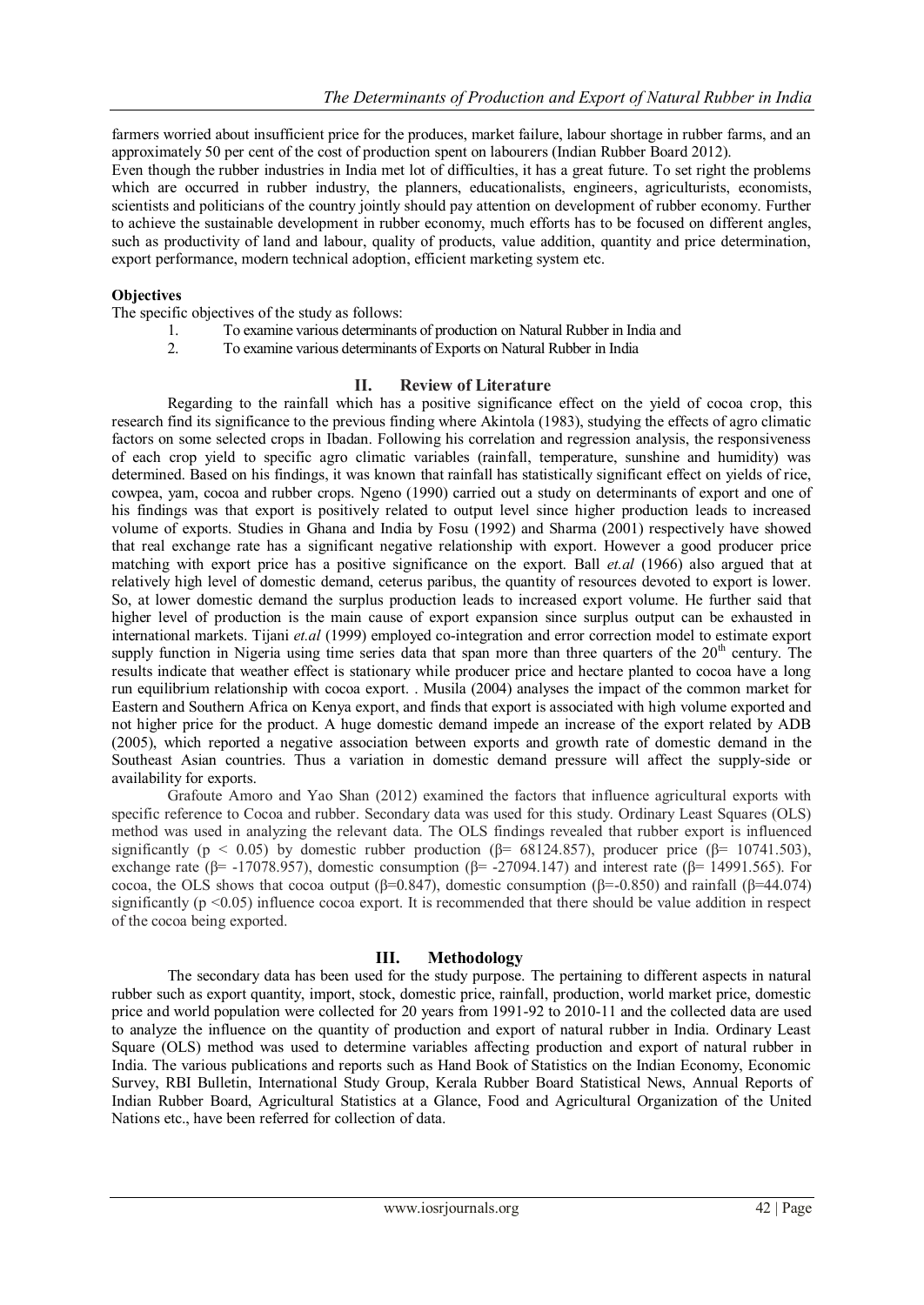farmers worried about insufficient price for the produces, market failure, labour shortage in rubber farms, and an approximately 50 per cent of the cost of production spent on labourers (Indian Rubber Board 2012).

Even though the rubber industries in India met lot of difficulties, it has a great future. To set right the problems which are occurred in rubber industry, the planners, educationalists, engineers, agriculturists, economists, scientists and politicians of the country jointly should pay attention on development of rubber economy. Further to achieve the sustainable development in rubber economy, much efforts has to be focused on different angles, such as productivity of land and labour, quality of products, value addition, quantity and price determination, export performance, modern technical adoption, efficient marketing system etc.

**Objectives**

The specific objectives of the study as follows:

1. To examine various determinants of production on Natural Rubber in India and
2. To examine various determinants of Exports on Natural Rubber in India

## II. Review of Literature

Regarding to the rainfall which has a positive significance effect on the yield of cocoa crop, this research find its significance to the previous finding where Akintola (1983), studying the effects of agro climatic factors on some selected crops in Ibadan. Following his correlation and regression analysis, the responsiveness of each crop yield to specific agro climatic variables (rainfall, temperature, sunshine and humidity) was determined. Based on his findings, it was known that rainfall has statistically significant effect on yields of rice, cowpea, yam, cocoa and rubber crops. Ngeno (1990) carried out a study on determinants of export and one of his findings was that export is positively related to output level since higher production leads to increased volume of exports. Studies in Ghana and India by Fosu (1992) and Sharma (2001) respectively have showed that real exchange rate has a significant negative relationship with export. However a good producer price matching with export price has a positive significance on the export. Ball *et.al* (1966) also argued that at relatively high level of domestic demand, ceterus paribus, the quantity of resources devoted to export is lower. So, at lower domestic demand the surplus production leads to increased export volume. He further said that higher level of production is the main cause of export expansion since surplus output can be exhausted in international markets. Tijani *et.al* (1999) employed co-integration and error correction model to estimate export supply function in Nigeria using time series data that span more than three quarters of the 20[th] century. The results indicate that weather effect is stationary while producer price and hectare planted to cocoa have a long run equilibrium relationship with cocoa export. . Musila (2004) analyses the impact of the common market for Eastern and Southern Africa on Kenya export, and finds that export is associated with high volume exported and not higher price for the product. A huge domestic demand impede an increase of the export related by ADB (2005), which reported a negative association between exports and growth rate of domestic demand in the Southeast Asian countries. Thus a variation in domestic demand pressure will affect the supply-side or availability for exports.

Grafoute Amoro and Yao Shan (2012) examined the factors that influence agricultural exports with specific reference to Cocoa and rubber. Secondary data was used for this study. Ordinary Least Squares (OLS) method was used in analyzing the relevant data. The OLS findings revealed that rubber export is influenced significantly ($p < 0.05$) by domestic rubber production ($\beta$= 68124.857), producer price ($\beta$= 10741.503), exchange rate ($\beta$= -17078.957), domestic consumption ($\beta$= -27094.147) and interest rate ($\beta$= 14991.565). For cocoa, the OLS shows that cocoa output ($\beta$=0.847), domestic consumption ($\beta$=-0.850) and rainfall ($\beta$=44.074) significantly ($p < 0.05$) influence cocoa export. It is recommended that there should be value addition in respect of the cocoa being exported.

## III. Methodology

The secondary data has been used for the study purpose. The pertaining to different aspects in natural rubber such as export quantity, import, stock, domestic price, rainfall, production, world market price, domestic price and world population were collected for 20 years from 1991-92 to 2010-11 and the collected data are used to analyze the influence on the quantity of production and export of natural rubber in India. Ordinary Least Square (OLS) method was used to determine variables affecting production and export of natural rubber in India. The various publications and reports such as Hand Book of Statistics on the Indian Economy, Economic Survey, RBI Bulletin, International Study Group, Kerala Rubber Board Statistical News, Annual Reports of Indian Rubber Board, Agricultural Statistics at a Glance, Food and Agricultural Organization of the United Nations etc., have been referred for collection of data.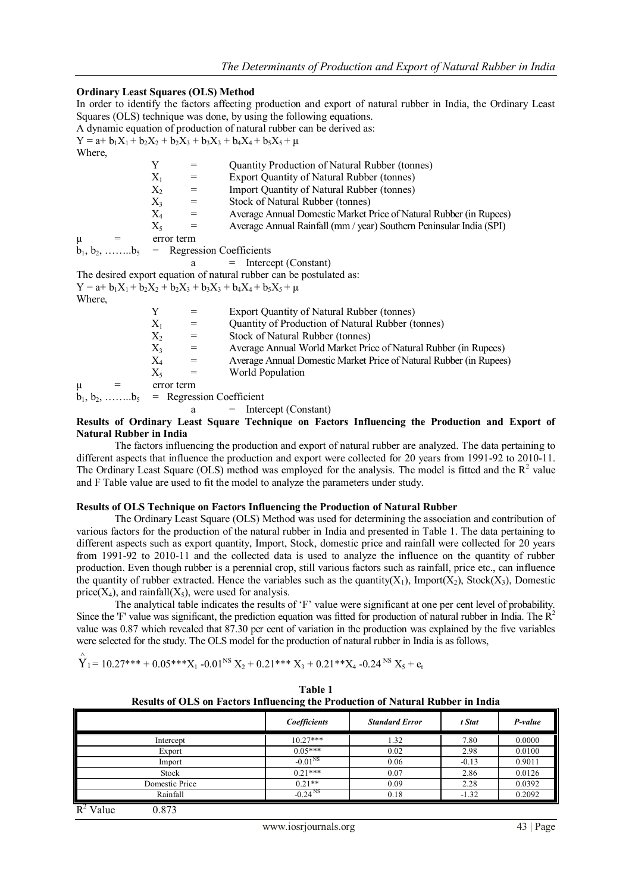### Ordinary Least Squares (OLS) Method

In order to identify the factors affecting production and export of natural rubber in India, the Ordinary Least Squares (OLS) technique was done, by using the following equations.

A dynamic equation of production of natural rubber can be derived as:

$Y = a + b_1X_1 + b_2X_2 + b_2X_3 + b_3X_3 + b_4X_4 + b_5X_5 + \mu$

Where,

$Y$ = Quantity Production of Natural Rubber (tonnes)
$X_1$ = Export Quantity of Natural Rubber (tonnes)
$X_2$ = Import Quantity of Natural Rubber (tonnes)
$X_3$ = Stock of Natural Rubber (tonnes)
$X_4$ = Average Annual Domestic Market Price of Natural Rubber (in Rupees)
$X_5$ = Average Annual Rainfall (mm / year) Southern Peninsular India (SPI)
$\mu$ = error term
$b_1, b_2, \ldots\ldots b_5$ = Regression Coefficients
a = Intercept (Constant)

The desired export equation of natural rubber can be postulated as:

$Y = a + b_1X_1 + b_2X_2 + b_2X_3 + b_3X_3 + b_4X_4 + b_5X_5 + \mu$

Where,

$Y$ = Export Quantity of Natural Rubber (tonnes)
$X_1$ = Quantity of Production of Natural Rubber (tonnes)
$X_2$ = Stock of Natural Rubber (tonnes)
$X_3$ = Average Annual World Market Price of Natural Rubber (in Rupees)
$X_4$ = Average Annual Domestic Market Price of Natural Rubber (in Rupees)
$X_5$ = World Population
$\mu$ = error term
$b_1, b_2, \ldots\ldots b_5$ = Regression Coefficient
a = Intercept (Constant)

### Results of Ordinary Least Square Technique on Factors Influencing the Production and Export of Natural Rubber in India

The factors influencing the production and export of natural rubber are analyzed. The data pertaining to different aspects that influence the production and export were collected for 20 years from 1991-92 to 2010-11. The Ordinary Least Square (OLS) method was employed for the analysis. The model is fitted and the $R^2$ value and F Table value are used to fit the model to analyze the parameters under study.

### Results of OLS Technique on Factors Influencing the Production of Natural Rubber

The Ordinary Least Square (OLS) Method was used for determining the association and contribution of various factors for the production of the natural rubber in India and presented in Table 1. The data pertaining to different aspects such as export quantity, Import, Stock, domestic price and rainfall were collected for 20 years from 1991-92 to 2010-11 and the collected data is used to analyze the influence on the quantity of rubber production. Even though rubber is a perennial crop, still various factors such as rainfall, price etc., can influence the quantity of rubber extracted. Hence the variables such as the quantity($X_1$), Import($X_2$), Stock($X_3$), Domestic price($X_4$), and rainfall($X_5$), were used for analysis.

The analytical table indicates the results of 'F' value were significant at one per cent level of probability. Since the 'F' value was significant, the prediction equation was fitted for production of natural rubber in India. The $R^2$ value was 0.87 which revealed that 87.30 per cent of variation in the production was explained by the five variables were selected for the study. The OLS model for the production of natural rubber in India is as follows,

$$\hat{Y}_1 = 10.27^{***} + 0.05^{***}X_1 - 0.01^{NS} X_2 + 0.21^{***} X_3 + 0.21^{**}X_4 - 0.24^{NS} X_5 + e_t$$

**Table 1**
**Results of OLS on Factors Influencing the Production of Natural Rubber in India**

| | *Coefficients* | *Standard Error* | *t Stat* | *P-value* |
|---|---|---|---|---|
| Intercept | 10.27*** | 1.32 | 7.80 | 0.0000 |
| Export | 0.05*** | 0.02 | 2.98 | 0.0100 |
| Import | -0.01$^{NS}$ | 0.06 | -0.13 | 0.9011 |
| Stock | 0.21*** | 0.07 | 2.86 | 0.0126 |
| Domestic Price | 0.21** | 0.09 | 2.28 | 0.0392 |
| Rainfall | -0.24$^{NS}$ | 0.18 | -1.32 | 0.2092 |

$R^2$ Value 0.873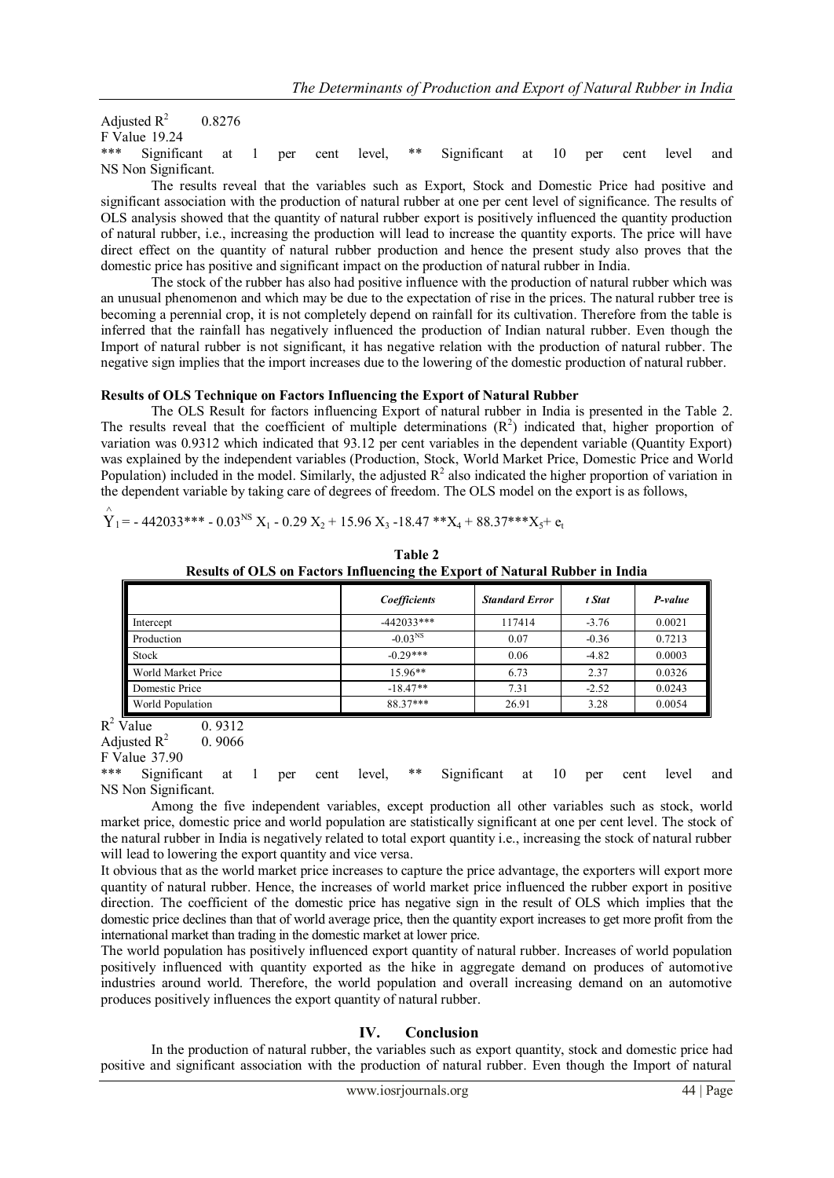Adjusted $R^2$ 0.8276

F Value 19.24

*** Significant at 1 per cent level, ** Significant at 10 per cent level and NS Non Significant.

The results reveal that the variables such as Export, Stock and Domestic Price had positive and significant association with the production of natural rubber at one per cent level of significance. The results of OLS analysis showed that the quantity of natural rubber export is positively influenced the quantity production of natural rubber, i.e., increasing the production will lead to increase the quantity exports. The price will have direct effect on the quantity of natural rubber production and hence the present study also proves that the domestic price has positive and significant impact on the production of natural rubber in India.

The stock of the rubber has also had positive influence with the production of natural rubber which was an unusual phenomenon and which may be due to the expectation of rise in the prices. The natural rubber tree is becoming a perennial crop, it is not completely depend on rainfall for its cultivation. Therefore from the table is inferred that the rainfall has negatively influenced the production of Indian natural rubber. Even though the Import of natural rubber is not significant, it has negative relation with the production of natural rubber. The negative sign implies that the import increases due to the lowering of the domestic production of natural rubber.

**Results of OLS Technique on Factors Influencing the Export of Natural Rubber**

The OLS Result for factors influencing Export of natural rubber in India is presented in the Table 2. The results reveal that the coefficient of multiple determinations ($R^2$) indicated that, higher proportion of variation was 0.9312 which indicated that 93.12 per cent variables in the dependent variable (Quantity Export) was explained by the independent variables (Production, Stock, World Market Price, Domestic Price and World Population) included in the model. Similarly, the adjusted $R^2$ also indicated the higher proportion of variation in the dependent variable by taking care of degrees of freedom. The OLS model on the export is as follows,

$$\hat{Y}_1 = -442033^{***} - 0.03^{NS} X_1 - 0.29 X_2 + 15.96 X_3 - 18.47^{**} X_4 + 88.37^{***} X_5 + e_t$$

**Table 2**
**Results of OLS on Factors Influencing the Export of Natural Rubber in India**

| | *Coefficients* | *Standard Error* | *t Stat* | *P-value* |
|---|---|---|---|---|
| Intercept | -442033*** | 117414 | -3.76 | 0.0021 |
| Production | $-0.03^{NS}$ | 0.07 | -0.36 | 0.7213 |
| Stock | -0.29*** | 0.06 | -4.82 | 0.0003 |
| World Market Price | 15.96** | 6.73 | 2.37 | 0.0326 |
| Domestic Price | -18.47** | 7.31 | -2.52 | 0.0243 |
| World Population | 88.37*** | 26.91 | 3.28 | 0.0054 |

$R^2$ Value 0. 9312

Adjusted $R^2$ 0. 9066

F Value 37.90

*** Significant at 1 per cent level, ** Significant at 10 per cent level and NS Non Significant.

Among the five independent variables, except production all other variables such as stock, world market price, domestic price and world population are statistically significant at one per cent level. The stock of the natural rubber in India is negatively related to total export quantity i.e., increasing the stock of natural rubber will lead to lowering the export quantity and vice versa.

It obvious that as the world market price increases to capture the price advantage, the exporters will export more quantity of natural rubber. Hence, the increases of world market price influenced the rubber export in positive direction. The coefficient of the domestic price has negative sign in the result of OLS which implies that the domestic price declines than that of world average price, then the quantity export increases to get more profit from the international market than trading in the domestic market at lower price.

The world population has positively influenced export quantity of natural rubber. Increases of world population positively influenced with quantity exported as the hike in aggregate demand on produces of automotive industries around world. Therefore, the world population and overall increasing demand on an automotive produces positively influences the export quantity of natural rubber.

## IV. Conclusion

In the production of natural rubber, the variables such as export quantity, stock and domestic price had positive and significant association with the production of natural rubber. Even though the Import of natural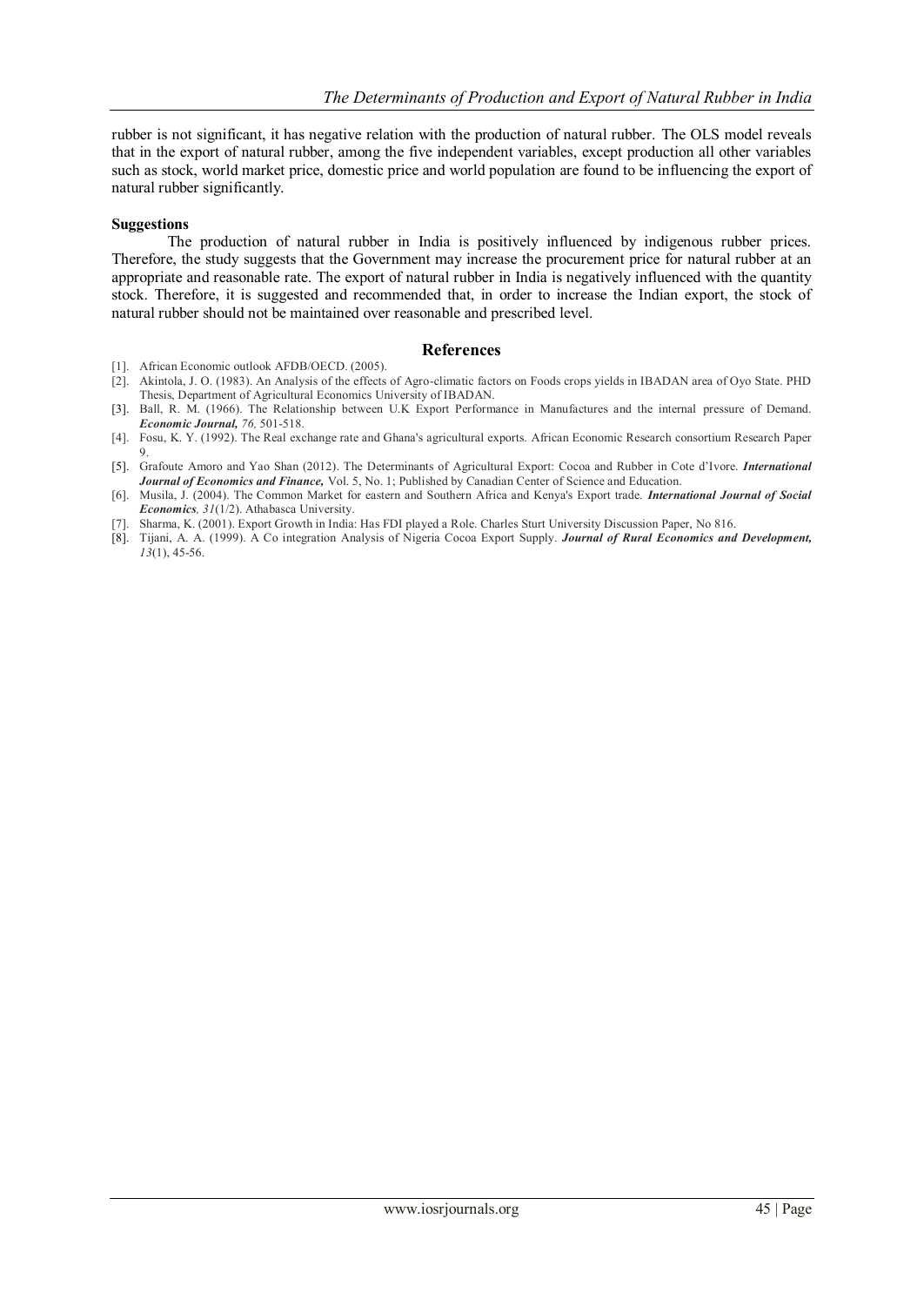rubber is not significant, it has negative relation with the production of natural rubber. The OLS model reveals that in the export of natural rubber, among the five independent variables, except production all other variables such as stock, world market price, domestic price and world population are found to be influencing the export of natural rubber significantly.

**Suggestions**

The production of natural rubber in India is positively influenced by indigenous rubber prices. Therefore, the study suggests that the Government may increase the procurement price for natural rubber at an appropriate and reasonable rate. The export of natural rubber in India is negatively influenced with the quantity stock. Therefore, it is suggested and recommended that, in order to increase the Indian export, the stock of natural rubber should not be maintained over reasonable and prescribed level.

## References

[1]. African Economic outlook AFDB/OECD. (2005).

[2]. Akintola, J. O. (1983). An Analysis of the effects of Agro-climatic factors on Foods crops yields in IBADAN area of Oyo State. PHD Thesis, Department of Agricultural Economics University of IBADAN.

[3]. Ball, R. M. (1966). The Relationship between U.K Export Performance in Manufactures and the internal pressure of Demand. ***Economic Journal,*** *76,* 501-518.

[4]. Fosu, K. Y. (1992). The Real exchange rate and Ghana's agricultural exports. African Economic Research consortium Research Paper 9.

[5]. Grafoute Amoro and Yao Shan (2012). The Determinants of Agricultural Export: Cocoa and Rubber in Cote d'Ivore. ***International Journal of Economics and Finance,*** Vol. 5, No. 1; Published by Canadian Center of Science and Education.

[6]. Musila, J. (2004). The Common Market for eastern and Southern Africa and Kenya's Export trade. ***International Journal of Social Economics,*** *31*(1/2). Athabasca University.

[7]. Sharma, K. (2001). Export Growth in India: Has FDI played a Role. Charles Sturt University Discussion Paper, No 816.

[8]. Tijani, A. A. (1999). A Co integration Analysis of Nigeria Cocoa Export Supply. ***Journal of Rural Economics and Development,*** *13*(1), 45-56.